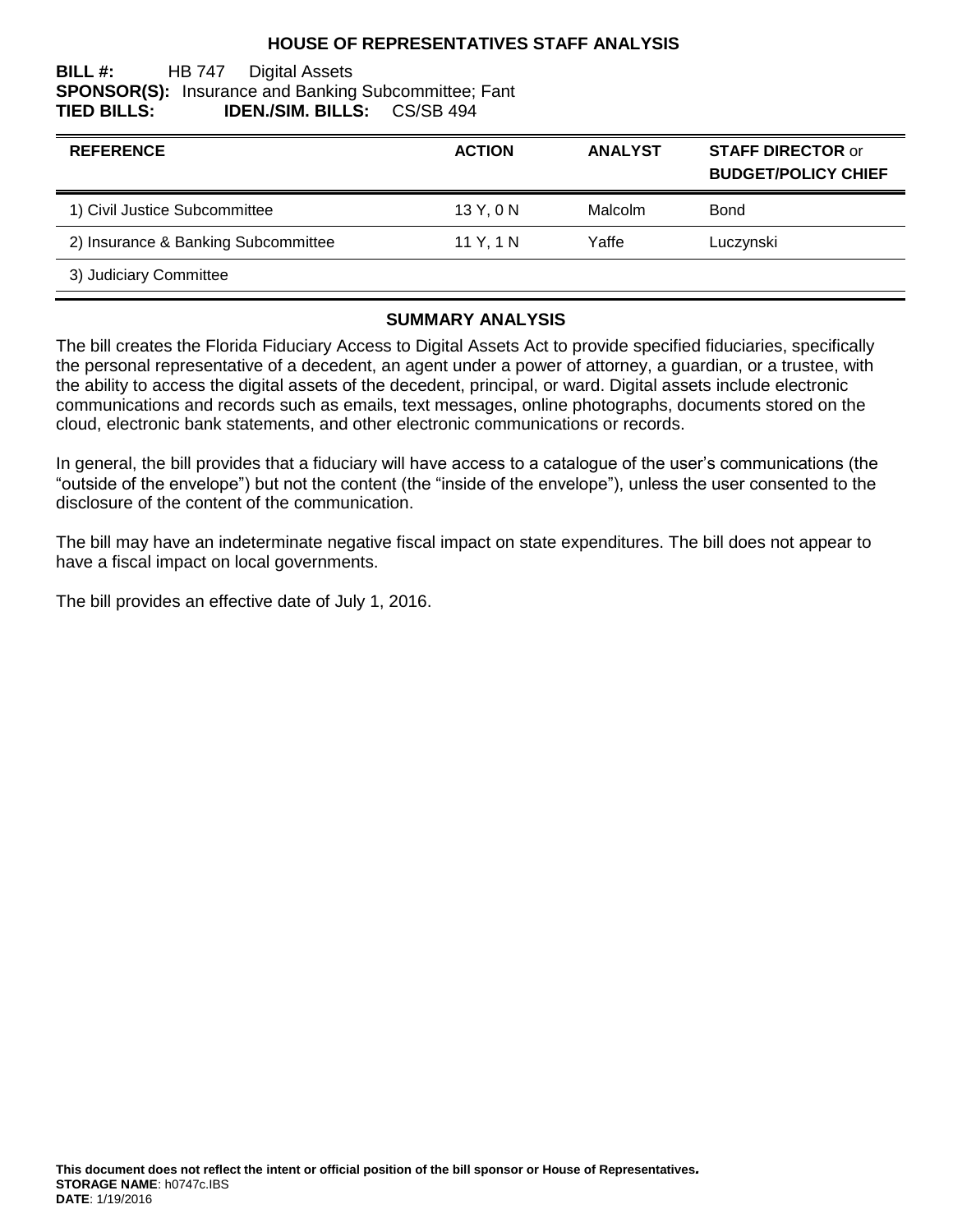# HOUSE OF REPRESENTATIVES STAFF ANALYSIS

**BILL #:** HB 747 Digital Assets
**SPONSOR(S):** Insurance and Banking Subcommittee; Fant
**TIED BILLS:** **IDEN./SIM. BILLS:** CS/SB 494

| REFERENCE | ACTION | ANALYST | STAFF DIRECTOR or BUDGET/POLICY CHIEF |
|---|---|---|---|
| 1) Civil Justice Subcommittee | 13 Y, 0 N | Malcolm | Bond |
| 2) Insurance & Banking Subcommittee | 11 Y, 1 N | Yaffe | Luczynski |
| 3) Judiciary Committee | | | |

## SUMMARY ANALYSIS

The bill creates the Florida Fiduciary Access to Digital Assets Act to provide specified fiduciaries, specifically the personal representative of a decedent, an agent under a power of attorney, a guardian, or a trustee, with the ability to access the digital assets of the decedent, principal, or ward. Digital assets include electronic communications and records such as emails, text messages, online photographs, documents stored on the cloud, electronic bank statements, and other electronic communications or records.

In general, the bill provides that a fiduciary will have access to a catalogue of the user's communications (the "outside of the envelope") but not the content (the "inside of the envelope"), unless the user consented to the disclosure of the content of the communication.

The bill may have an indeterminate negative fiscal impact on state expenditures. The bill does not appear to have a fiscal impact on local governments.

The bill provides an effective date of July 1, 2016.

**This document does not reflect the intent or official position of the bill sponsor or House of Representatives.**
**STORAGE NAME**: h0747c.IBS
**DATE**: 1/19/2016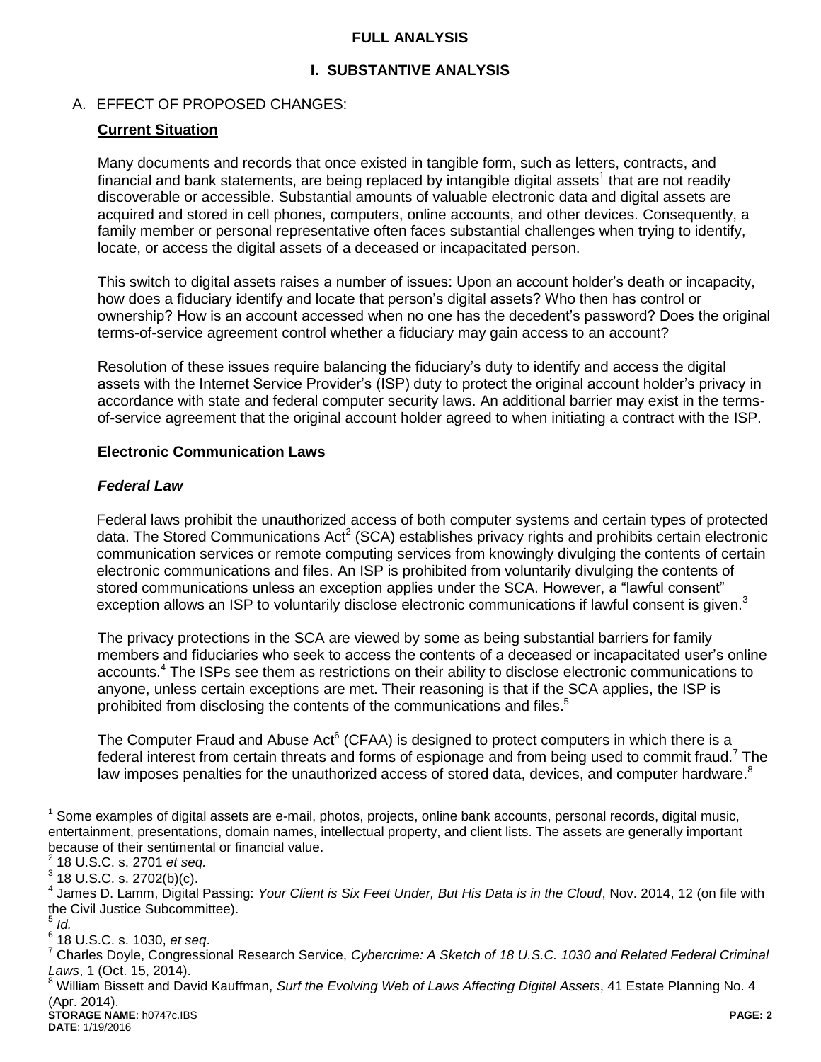## FULL ANALYSIS

## I. SUBSTANTIVE ANALYSIS

### A. EFFECT OF PROPOSED CHANGES:

**Current Situation**

Many documents and records that once existed in tangible form, such as letters, contracts, and financial and bank statements, are being replaced by intangible digital assets[1] that are not readily discoverable or accessible. Substantial amounts of valuable electronic data and digital assets are acquired and stored in cell phones, computers, online accounts, and other devices. Consequently, a family member or personal representative often faces substantial challenges when trying to identify, locate, or access the digital assets of a deceased or incapacitated person.

This switch to digital assets raises a number of issues: Upon an account holder's death or incapacity, how does a fiduciary identify and locate that person's digital assets? Who then has control or ownership? How is an account accessed when no one has the decedent's password? Does the original terms-of-service agreement control whether a fiduciary may gain access to an account?

Resolution of these issues require balancing the fiduciary's duty to identify and access the digital assets with the Internet Service Provider's (ISP) duty to protect the original account holder's privacy in accordance with state and federal computer security laws. An additional barrier may exist in the terms-of-service agreement that the original account holder agreed to when initiating a contract with the ISP.

**Electronic Communication Laws**

***Federal Law***

Federal laws prohibit the unauthorized access of both computer systems and certain types of protected data. The Stored Communications Act[2] (SCA) establishes privacy rights and prohibits certain electronic communication services or remote computing services from knowingly divulging the contents of certain electronic communications and files. An ISP is prohibited from voluntarily divulging the contents of stored communications unless an exception applies under the SCA. However, a "lawful consent" exception allows an ISP to voluntarily disclose electronic communications if lawful consent is given.[3]

The privacy protections in the SCA are viewed by some as being substantial barriers for family members and fiduciaries who seek to access the contents of a deceased or incapacitated user's online accounts.[4] The ISPs see them as restrictions on their ability to disclose electronic communications to anyone, unless certain exceptions are met. Their reasoning is that if the SCA applies, the ISP is prohibited from disclosing the contents of the communications and files.[5]

The Computer Fraud and Abuse Act[6] (CFAA) is designed to protect computers in which there is a federal interest from certain threats and forms of espionage and from being used to commit fraud.[7] The law imposes penalties for the unauthorized access of stored data, devices, and computer hardware.[8]

---

[1] Some examples of digital assets are e-mail, photos, projects, online bank accounts, personal records, digital music, entertainment, presentations, domain names, intellectual property, and client lists. The assets are generally important because of their sentimental or financial value.

[2] 18 U.S.C. s. 2701 *et seq.*

[3] 18 U.S.C. s. 2702(b)(c).

[4] James D. Lamm, Digital Passing: *Your Client is Six Feet Under, But His Data is in the Cloud*, Nov. 2014, 12 (on file with the Civil Justice Subcommittee).

[5] *Id.*

[6] 18 U.S.C. s. 1030, *et seq*.

[7] Charles Doyle, Congressional Research Service, *Cybercrime: A Sketch of 18 U.S.C. 1030 and Related Federal Criminal Laws*, 1 (Oct. 15, 2014).

[8] William Bissett and David Kauffman, *Surf the Evolving Web of Laws Affecting Digital Assets*, 41 Estate Planning No. 4 (Apr. 2014).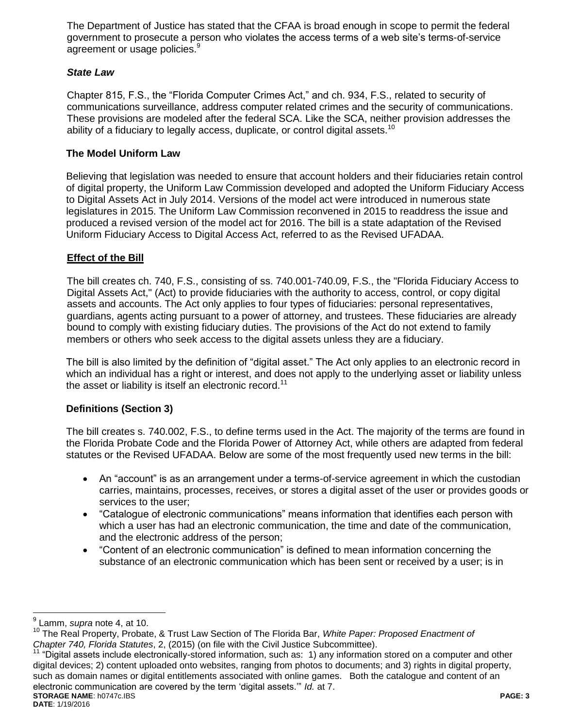The Department of Justice has stated that the CFAA is broad enough in scope to permit the federal government to prosecute a person who violates the access terms of a web site's terms-of-service agreement or usage policies.[9]

### *State Law*

Chapter 815, F.S., the "Florida Computer Crimes Act," and ch. 934, F.S., related to security of communications surveillance, address computer related crimes and the security of communications. These provisions are modeled after the federal SCA. Like the SCA, neither provision addresses the ability of a fiduciary to legally access, duplicate, or control digital assets.[10]

### The Model Uniform Law

Believing that legislation was needed to ensure that account holders and their fiduciaries retain control of digital property, the Uniform Law Commission developed and adopted the Uniform Fiduciary Access to Digital Assets Act in July 2014. Versions of the model act were introduced in numerous state legislatures in 2015. The Uniform Law Commission reconvened in 2015 to readdress the issue and produced a revised version of the model act for 2016. The bill is a state adaptation of the Revised Uniform Fiduciary Access to Digital Access Act, referred to as the Revised UFADAA.

## Effect of the Bill

The bill creates ch. 740, F.S., consisting of ss. 740.001-740.09, F.S., the "Florida Fiduciary Access to Digital Assets Act," (Act) to provide fiduciaries with the authority to access, control, or copy digital assets and accounts. The Act only applies to four types of fiduciaries: personal representatives, guardians, agents acting pursuant to a power of attorney, and trustees. These fiduciaries are already bound to comply with existing fiduciary duties. The provisions of the Act do not extend to family members or others who seek access to the digital assets unless they are a fiduciary.

The bill is also limited by the definition of "digital asset." The Act only applies to an electronic record in which an individual has a right or interest, and does not apply to the underlying asset or liability unless the asset or liability is itself an electronic record.[11]

### Definitions (Section 3)

The bill creates s. 740.002, F.S., to define terms used in the Act. The majority of the terms are found in the Florida Probate Code and the Florida Power of Attorney Act, while others are adapted from federal statutes or the Revised UFADAA. Below are some of the most frequently used new terms in the bill:

- An "account" is as an arrangement under a terms-of-service agreement in which the custodian carries, maintains, processes, receives, or stores a digital asset of the user or provides goods or services to the user;
- "Catalogue of electronic communications" means information that identifies each person with which a user has had an electronic communication, the time and date of the communication, and the electronic address of the person;
- "Content of an electronic communication" is defined to mean information concerning the substance of an electronic communication which has been sent or received by a user; is in

---

[9] Lamm, *supra* note 4, at 10.

[10] The Real Property, Probate, & Trust Law Section of The Florida Bar, *White Paper: Proposed Enactment of Chapter 740, Florida Statutes*, 2, (2015) (on file with the Civil Justice Subcommittee).

[11] "Digital assets include electronically-stored information, such as: 1) any information stored on a computer and other digital devices; 2) content uploaded onto websites, ranging from photos to documents; and 3) rights in digital property, such as domain names or digital entitlements associated with online games. Both the catalogue and content of an electronic communication are covered by the term 'digital assets.'" *Id.* at 7.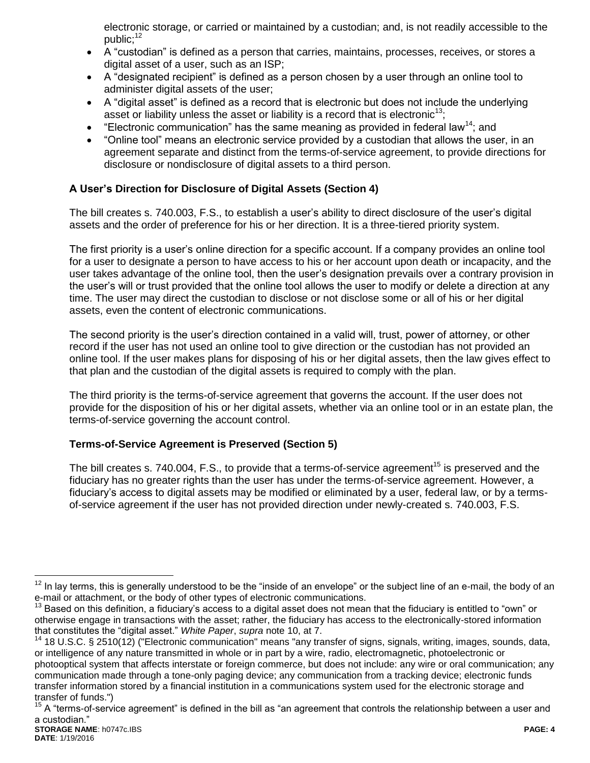electronic storage, or carried or maintained by a custodian; and, is not readily accessible to the public;[12]

- A "custodian" is defined as a person that carries, maintains, processes, receives, or stores a digital asset of a user, such as an ISP;
- A "designated recipient" is defined as a person chosen by a user through an online tool to administer digital assets of the user;
- A "digital asset" is defined as a record that is electronic but does not include the underlying asset or liability unless the asset or liability is a record that is electronic[13];
- "Electronic communication" has the same meaning as provided in federal law[14]; and
- "Online tool" means an electronic service provided by a custodian that allows the user, in an agreement separate and distinct from the terms-of-service agreement, to provide directions for disclosure or nondisclosure of digital assets to a third person.

**A User's Direction for Disclosure of Digital Assets (Section 4)**

The bill creates s. 740.003, F.S., to establish a user's ability to direct disclosure of the user's digital assets and the order of preference for his or her direction. It is a three-tiered priority system.

The first priority is a user's online direction for a specific account. If a company provides an online tool for a user to designate a person to have access to his or her account upon death or incapacity, and the user takes advantage of the online tool, then the user's designation prevails over a contrary provision in the user's will or trust provided that the online tool allows the user to modify or delete a direction at any time. The user may direct the custodian to disclose or not disclose some or all of his or her digital assets, even the content of electronic communications.

The second priority is the user's direction contained in a valid will, trust, power of attorney, or other record if the user has not used an online tool to give direction or the custodian has not provided an online tool. If the user makes plans for disposing of his or her digital assets, then the law gives effect to that plan and the custodian of the digital assets is required to comply with the plan.

The third priority is the terms-of-service agreement that governs the account. If the user does not provide for the disposition of his or her digital assets, whether via an online tool or in an estate plan, the terms-of-service governing the account control.

**Terms-of-Service Agreement is Preserved (Section 5)**

The bill creates s. 740.004, F.S., to provide that a terms-of-service agreement[15] is preserved and the fiduciary has no greater rights than the user has under the terms-of-service agreement. However, a fiduciary's access to digital assets may be modified or eliminated by a user, federal law, or by a terms-of-service agreement if the user has not provided direction under newly-created s. 740.003, F.S.

---

[12] In lay terms, this is generally understood to be the "inside of an envelope" or the subject line of an e-mail, the body of an e-mail or attachment, or the body of other types of electronic communications.

[13] Based on this definition, a fiduciary's access to a digital asset does not mean that the fiduciary is entitled to "own" or otherwise engage in transactions with the asset; rather, the fiduciary has access to the electronically-stored information that constitutes the "digital asset." *White Paper*, *supra* note 10, at 7.

[14] 18 U.S.C. § 2510(12) ("Electronic communication" means "any transfer of signs, signals, writing, images, sounds, data, or intelligence of any nature transmitted in whole or in part by a wire, radio, electromagnetic, photoelectronic or photooptical system that affects interstate or foreign commerce, but does not include: any wire or oral communication; any communication made through a tone-only paging device; any communication from a tracking device; electronic funds transfer information stored by a financial institution in a communications system used for the electronic storage and transfer of funds.")

[15] A "terms-of-service agreement" is defined in the bill as "an agreement that controls the relationship between a user and a custodian."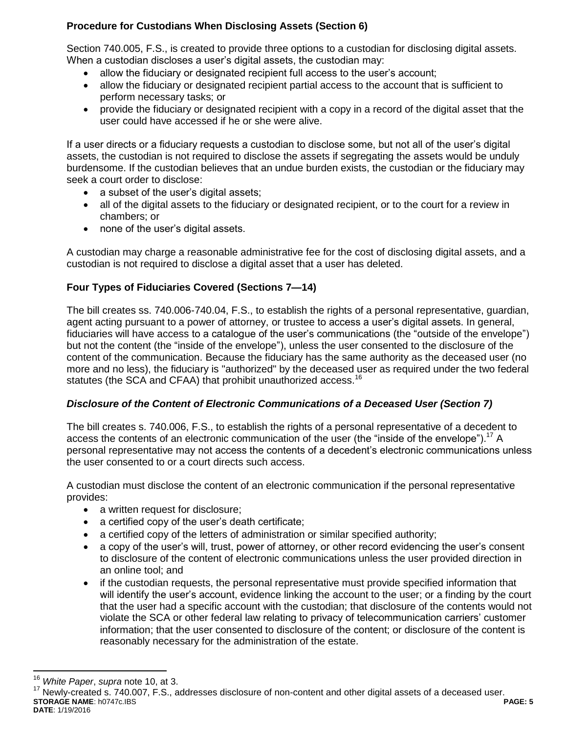### Procedure for Custodians When Disclosing Assets (Section 6)

Section 740.005, F.S., is created to provide three options to a custodian for disclosing digital assets. When a custodian discloses a user's digital assets, the custodian may:

- allow the fiduciary or designated recipient full access to the user's account;
- allow the fiduciary or designated recipient partial access to the account that is sufficient to perform necessary tasks; or
- provide the fiduciary or designated recipient with a copy in a record of the digital asset that the user could have accessed if he or she were alive.

If a user directs or a fiduciary requests a custodian to disclose some, but not all of the user's digital assets, the custodian is not required to disclose the assets if segregating the assets would be unduly burdensome. If the custodian believes that an undue burden exists, the custodian or the fiduciary may seek a court order to disclose:

- a subset of the user's digital assets;
- all of the digital assets to the fiduciary or designated recipient, or to the court for a review in chambers; or
- none of the user's digital assets.

A custodian may charge a reasonable administrative fee for the cost of disclosing digital assets, and a custodian is not required to disclose a digital asset that a user has deleted.

### Four Types of Fiduciaries Covered (Sections 7—14)

The bill creates ss. 740.006-740.04, F.S., to establish the rights of a personal representative, guardian, agent acting pursuant to a power of attorney, or trustee to access a user's digital assets. In general, fiduciaries will have access to a catalogue of the user's communications (the "outside of the envelope") but not the content (the "inside of the envelope"), unless the user consented to the disclosure of the content of the communication. Because the fiduciary has the same authority as the deceased user (no more and no less), the fiduciary is "authorized" by the deceased user as required under the two federal statutes (the SCA and CFAA) that prohibit unauthorized access.[16]

### *Disclosure of the Content of Electronic Communications of a Deceased User (Section 7)*

The bill creates s. 740.006, F.S., to establish the rights of a personal representative of a decedent to access the contents of an electronic communication of the user (the "inside of the envelope").[17] A personal representative may not access the contents of a decedent's electronic communications unless the user consented to or a court directs such access.

A custodian must disclose the content of an electronic communication if the personal representative provides:

- a written request for disclosure;
- a certified copy of the user's death certificate;
- a certified copy of the letters of administration or similar specified authority;
- a copy of the user's will, trust, power of attorney, or other record evidencing the user's consent to disclosure of the content of electronic communications unless the user provided direction in an online tool; and
- if the custodian requests, the personal representative must provide specified information that will identify the user's account, evidence linking the account to the user; or a finding by the court that the user had a specific account with the custodian; that disclosure of the contents would not violate the SCA or other federal law relating to privacy of telecommunication carriers' customer information; that the user consented to disclosure of the content; or disclosure of the content is reasonably necessary for the administration of the estate.

---

[16] *White Paper*, *supra* note 10, at 3.

[17] Newly-created s. 740.007, F.S., addresses disclosure of non-content and other digital assets of a deceased user.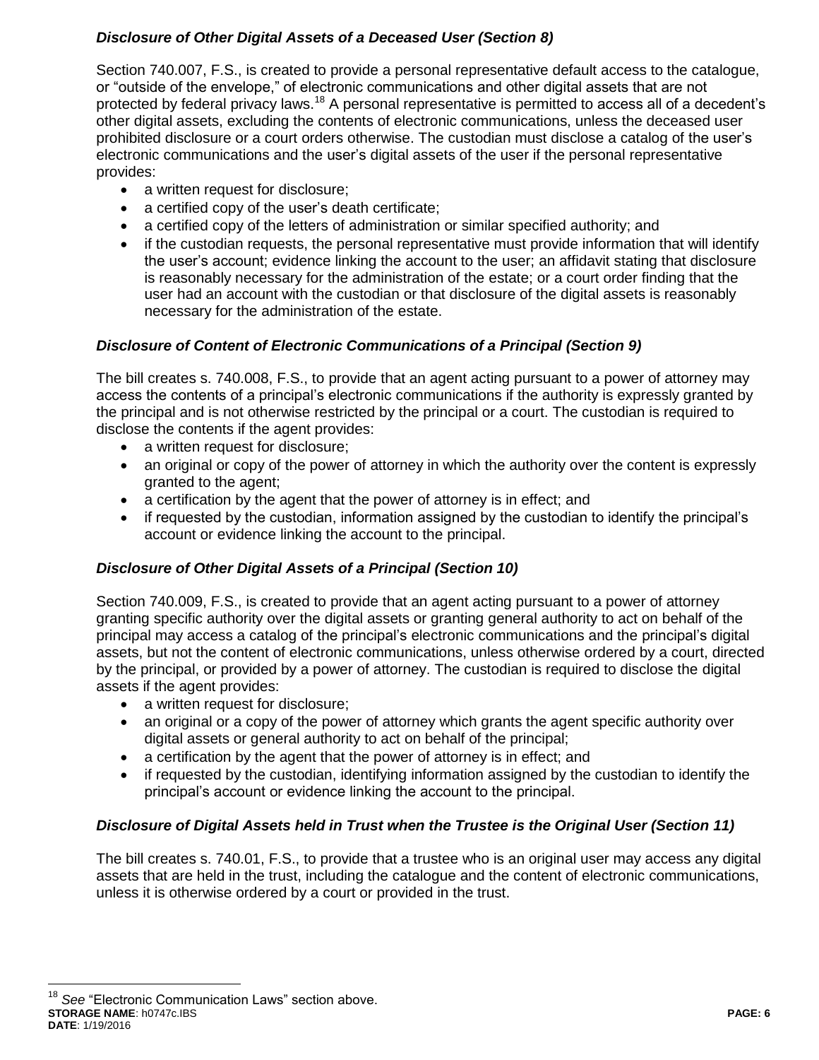### *Disclosure of Other Digital Assets of a Deceased User (Section 8)*

Section 740.007, F.S., is created to provide a personal representative default access to the catalogue, or "outside of the envelope," of electronic communications and other digital assets that are not protected by federal privacy laws.[18] A personal representative is permitted to access all of a decedent's other digital assets, excluding the contents of electronic communications, unless the deceased user prohibited disclosure or a court orders otherwise. The custodian must disclose a catalog of the user's electronic communications and the user's digital assets of the user if the personal representative provides:

- a written request for disclosure;
- a certified copy of the user's death certificate;
- a certified copy of the letters of administration or similar specified authority; and
- if the custodian requests, the personal representative must provide information that will identify the user's account; evidence linking the account to the user; an affidavit stating that disclosure is reasonably necessary for the administration of the estate; or a court order finding that the user had an account with the custodian or that disclosure of the digital assets is reasonably necessary for the administration of the estate.

### *Disclosure of Content of Electronic Communications of a Principal (Section 9)*

The bill creates s. 740.008, F.S., to provide that an agent acting pursuant to a power of attorney may access the contents of a principal's electronic communications if the authority is expressly granted by the principal and is not otherwise restricted by the principal or a court. The custodian is required to disclose the contents if the agent provides:

- a written request for disclosure;
- an original or copy of the power of attorney in which the authority over the content is expressly granted to the agent;
- a certification by the agent that the power of attorney is in effect; and
- if requested by the custodian, information assigned by the custodian to identify the principal's account or evidence linking the account to the principal.

### *Disclosure of Other Digital Assets of a Principal (Section 10)*

Section 740.009, F.S., is created to provide that an agent acting pursuant to a power of attorney granting specific authority over the digital assets or granting general authority to act on behalf of the principal may access a catalog of the principal's electronic communications and the principal's digital assets, but not the content of electronic communications, unless otherwise ordered by a court, directed by the principal, or provided by a power of attorney. The custodian is required to disclose the digital assets if the agent provides:

- a written request for disclosure;
- an original or a copy of the power of attorney which grants the agent specific authority over digital assets or general authority to act on behalf of the principal;
- a certification by the agent that the power of attorney is in effect; and
- if requested by the custodian, identifying information assigned by the custodian to identify the principal's account or evidence linking the account to the principal.

### *Disclosure of Digital Assets held in Trust when the Trustee is the Original User (Section 11)*

The bill creates s. 740.01, F.S., to provide that a trustee who is an original user may access any digital assets that are held in the trust, including the catalogue and the content of electronic communications, unless it is otherwise ordered by a court or provided in the trust.

---

[18] *See* "Electronic Communication Laws" section above.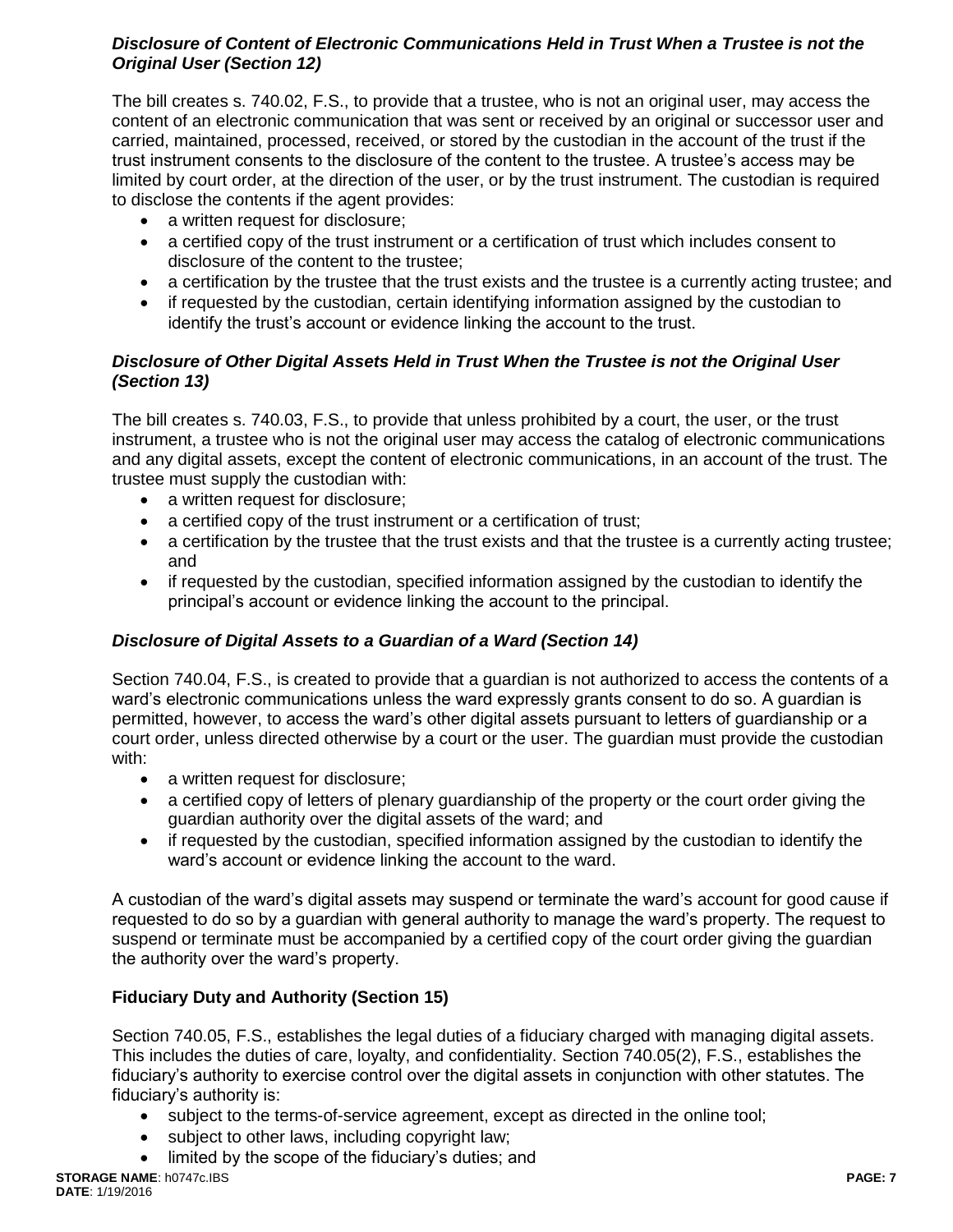***Disclosure of Content of Electronic Communications Held in Trust When a Trustee is not the Original User (Section 12)***

The bill creates s. 740.02, F.S., to provide that a trustee, who is not an original user, may access the content of an electronic communication that was sent or received by an original or successor user and carried, maintained, processed, received, or stored by the custodian in the account of the trust if the trust instrument consents to the disclosure of the content to the trustee. A trustee's access may be limited by court order, at the direction of the user, or by the trust instrument. The custodian is required to disclose the contents if the agent provides:

- a written request for disclosure;
- a certified copy of the trust instrument or a certification of trust which includes consent to disclosure of the content to the trustee;
- a certification by the trustee that the trust exists and the trustee is a currently acting trustee; and
- if requested by the custodian, certain identifying information assigned by the custodian to identify the trust's account or evidence linking the account to the trust.

***Disclosure of Other Digital Assets Held in Trust When the Trustee is not the Original User (Section 13)***

The bill creates s. 740.03, F.S., to provide that unless prohibited by a court, the user, or the trust instrument, a trustee who is not the original user may access the catalog of electronic communications and any digital assets, except the content of electronic communications, in an account of the trust. The trustee must supply the custodian with:

- a written request for disclosure;
- a certified copy of the trust instrument or a certification of trust;
- a certification by the trustee that the trust exists and that the trustee is a currently acting trustee; and
- if requested by the custodian, specified information assigned by the custodian to identify the principal's account or evidence linking the account to the principal.

***Disclosure of Digital Assets to a Guardian of a Ward (Section 14)***

Section 740.04, F.S., is created to provide that a guardian is not authorized to access the contents of a ward's electronic communications unless the ward expressly grants consent to do so. A guardian is permitted, however, to access the ward's other digital assets pursuant to letters of guardianship or a court order, unless directed otherwise by a court or the user. The guardian must provide the custodian with:

- a written request for disclosure;
- a certified copy of letters of plenary guardianship of the property or the court order giving the guardian authority over the digital assets of the ward; and
- if requested by the custodian, specified information assigned by the custodian to identify the ward's account or evidence linking the account to the ward.

A custodian of the ward's digital assets may suspend or terminate the ward's account for good cause if requested to do so by a guardian with general authority to manage the ward's property. The request to suspend or terminate must be accompanied by a certified copy of the court order giving the guardian the authority over the ward's property.

**Fiduciary Duty and Authority (Section 15)**

Section 740.05, F.S., establishes the legal duties of a fiduciary charged with managing digital assets. This includes the duties of care, loyalty, and confidentiality. Section 740.05(2), F.S., establishes the fiduciary's authority to exercise control over the digital assets in conjunction with other statutes. The fiduciary's authority is:

- subject to the terms-of-service agreement, except as directed in the online tool;
- subject to other laws, including copyright law;
- limited by the scope of the fiduciary's duties; and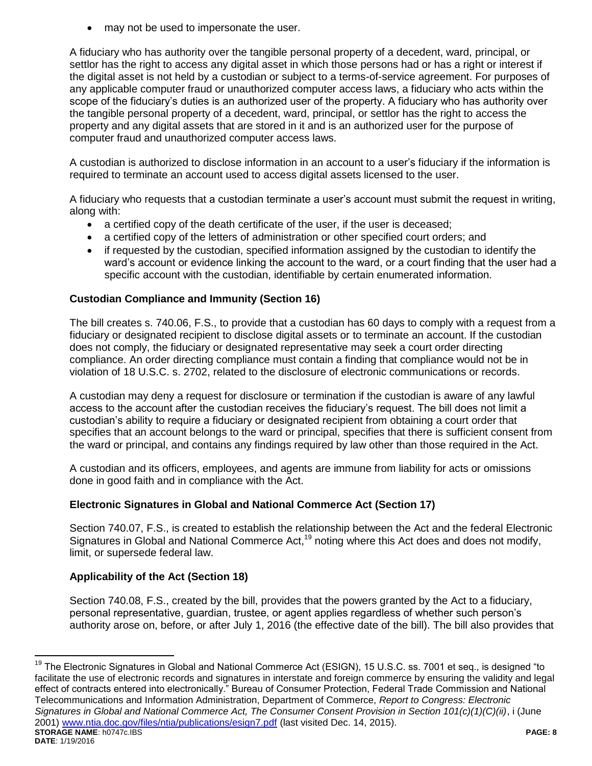- may not be used to impersonate the user.

A fiduciary who has authority over the tangible personal property of a decedent, ward, principal, or settlor has the right to access any digital asset in which those persons had or has a right or interest if the digital asset is not held by a custodian or subject to a terms-of-service agreement. For purposes of any applicable computer fraud or unauthorized computer access laws, a fiduciary who acts within the scope of the fiduciary's duties is an authorized user of the property. A fiduciary who has authority over the tangible personal property of a decedent, ward, principal, or settlor has the right to access the property and any digital assets that are stored in it and is an authorized user for the purpose of computer fraud and unauthorized computer access laws.

A custodian is authorized to disclose information in an account to a user's fiduciary if the information is required to terminate an account used to access digital assets licensed to the user.

A fiduciary who requests that a custodian terminate a user's account must submit the request in writing, along with:

- a certified copy of the death certificate of the user, if the user is deceased;
- a certified copy of the letters of administration or other specified court orders; and
- if requested by the custodian, specified information assigned by the custodian to identify the ward's account or evidence linking the account to the ward, or a court finding that the user had a specific account with the custodian, identifiable by certain enumerated information.

**Custodian Compliance and Immunity (Section 16)**

The bill creates s. 740.06, F.S., to provide that a custodian has 60 days to comply with a request from a fiduciary or designated recipient to disclose digital assets or to terminate an account. If the custodian does not comply, the fiduciary or designated representative may seek a court order directing compliance. An order directing compliance must contain a finding that compliance would not be in violation of 18 U.S.C. s. 2702, related to the disclosure of electronic communications or records.

A custodian may deny a request for disclosure or termination if the custodian is aware of any lawful access to the account after the custodian receives the fiduciary's request. The bill does not limit a custodian's ability to require a fiduciary or designated recipient from obtaining a court order that specifies that an account belongs to the ward or principal, specifies that there is sufficient consent from the ward or principal, and contains any findings required by law other than those required in the Act.

A custodian and its officers, employees, and agents are immune from liability for acts or omissions done in good faith and in compliance with the Act.

**Electronic Signatures in Global and National Commerce Act (Section 17)**

Section 740.07, F.S., is created to establish the relationship between the Act and the federal Electronic Signatures in Global and National Commerce Act,[19] noting where this Act does and does not modify, limit, or supersede federal law.

**Applicability of the Act (Section 18)**

Section 740.08, F.S., created by the bill, provides that the powers granted by the Act to a fiduciary, personal representative, guardian, trustee, or agent applies regardless of whether such person's authority arose on, before, or after July 1, 2016 (the effective date of the bill). The bill also provides that

---

[19] The Electronic Signatures in Global and National Commerce Act (ESIGN), 15 U.S.C. ss. 7001 et seq., is designed "to facilitate the use of electronic records and signatures in interstate and foreign commerce by ensuring the validity and legal effect of contracts entered into electronically." Bureau of Consumer Protection, Federal Trade Commission and National Telecommunications and Information Administration, Department of Commerce, *Report to Congress: Electronic Signatures in Global and National Commerce Act, The Consumer Consent Provision in Section 101(c)(1)(C)(ii)*, i (June 2001) www.ntia.doc.gov/files/ntia/publications/esign7.pdf (last visited Dec. 14, 2015).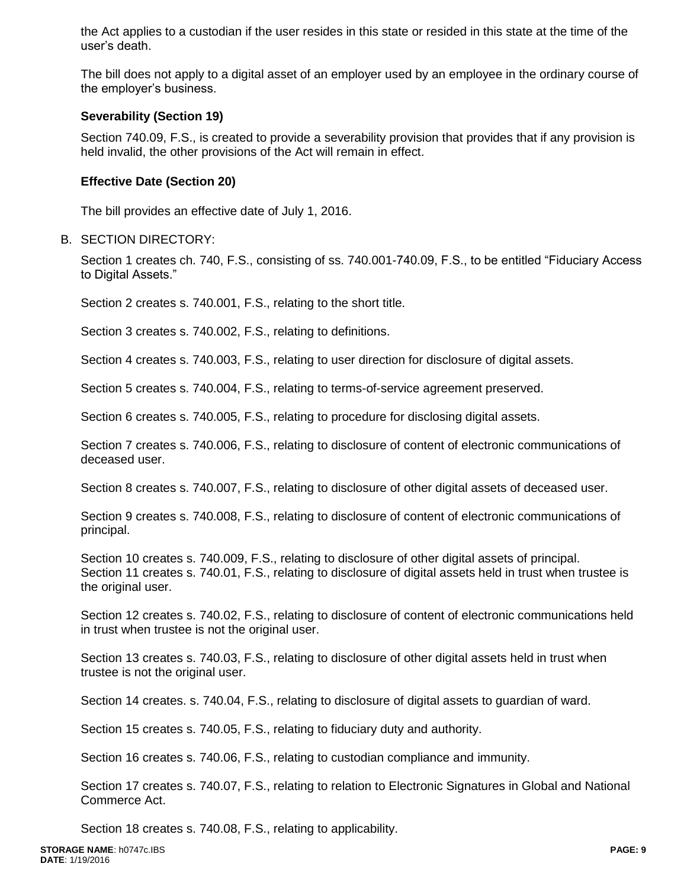the Act applies to a custodian if the user resides in this state or resided in this state at the time of the user's death.

The bill does not apply to a digital asset of an employer used by an employee in the ordinary course of the employer's business.

**Severability (Section 19)**

Section 740.09, F.S., is created to provide a severability provision that provides that if any provision is held invalid, the other provisions of the Act will remain in effect.

**Effective Date (Section 20)**

The bill provides an effective date of July 1, 2016.

B. SECTION DIRECTORY:

Section 1 creates ch. 740, F.S., consisting of ss. 740.001-740.09, F.S., to be entitled "Fiduciary Access to Digital Assets."

Section 2 creates s. 740.001, F.S., relating to the short title.

Section 3 creates s. 740.002, F.S., relating to definitions.

Section 4 creates s. 740.003, F.S., relating to user direction for disclosure of digital assets.

Section 5 creates s. 740.004, F.S., relating to terms-of-service agreement preserved.

Section 6 creates s. 740.005, F.S., relating to procedure for disclosing digital assets.

Section 7 creates s. 740.006, F.S., relating to disclosure of content of electronic communications of deceased user.

Section 8 creates s. 740.007, F.S., relating to disclosure of other digital assets of deceased user.

Section 9 creates s. 740.008, F.S., relating to disclosure of content of electronic communications of principal.

Section 10 creates s. 740.009, F.S., relating to disclosure of other digital assets of principal.
Section 11 creates s. 740.01, F.S., relating to disclosure of digital assets held in trust when trustee is the original user.

Section 12 creates s. 740.02, F.S., relating to disclosure of content of electronic communications held in trust when trustee is not the original user.

Section 13 creates s. 740.03, F.S., relating to disclosure of other digital assets held in trust when trustee is not the original user.

Section 14 creates. s. 740.04, F.S., relating to disclosure of digital assets to guardian of ward.

Section 15 creates s. 740.05, F.S., relating to fiduciary duty and authority.

Section 16 creates s. 740.06, F.S., relating to custodian compliance and immunity.

Section 17 creates s. 740.07, F.S., relating to relation to Electronic Signatures in Global and National Commerce Act.

Section 18 creates s. 740.08, F.S., relating to applicability.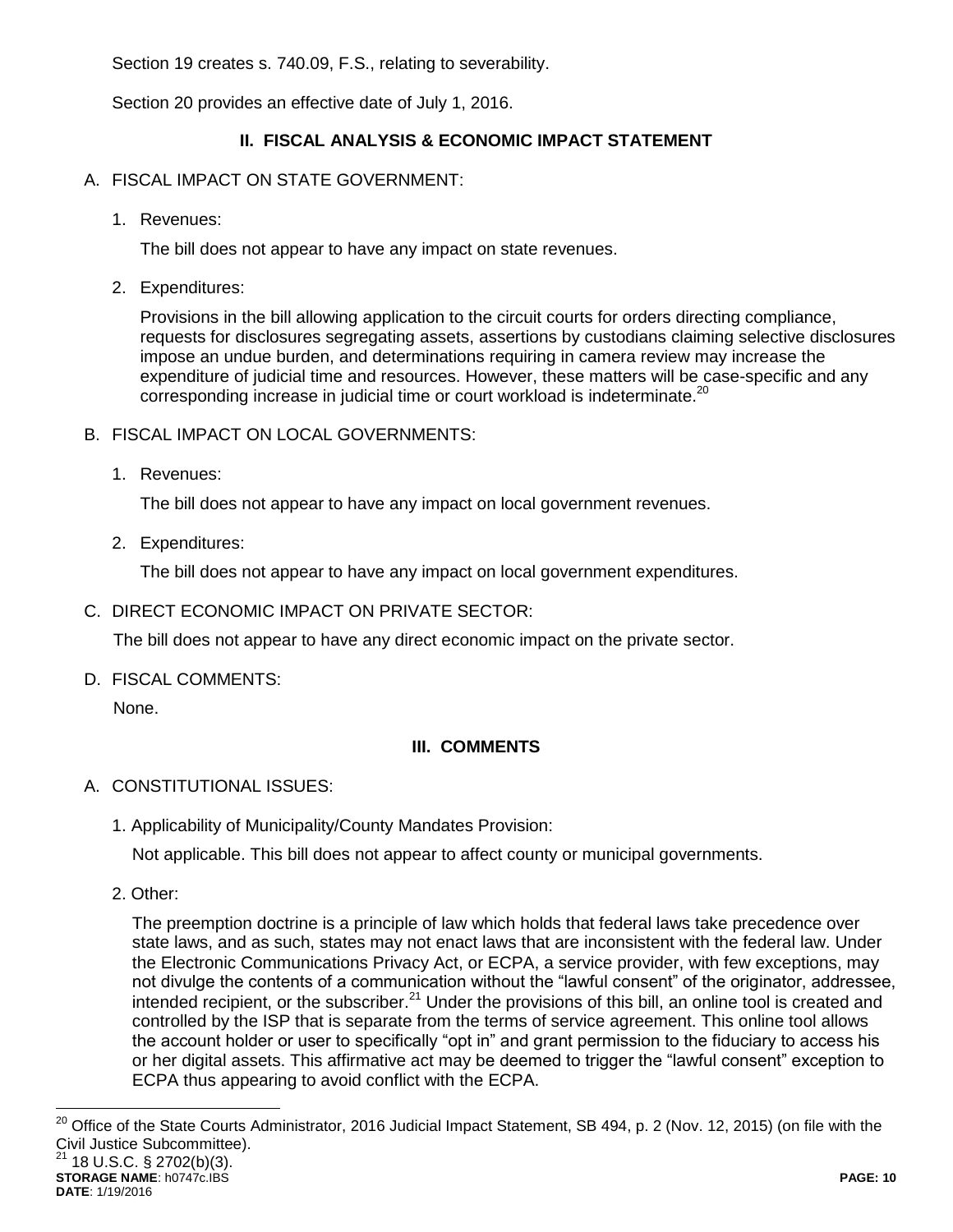Section 19 creates s. 740.09, F.S., relating to severability.

Section 20 provides an effective date of July 1, 2016.

## II. FISCAL ANALYSIS & ECONOMIC IMPACT STATEMENT

A. FISCAL IMPACT ON STATE GOVERNMENT:

1. Revenues:

   The bill does not appear to have any impact on state revenues.

2. Expenditures:

   Provisions in the bill allowing application to the circuit courts for orders directing compliance, requests for disclosures segregating assets, assertions by custodians claiming selective disclosures impose an undue burden, and determinations requiring in camera review may increase the expenditure of judicial time and resources. However, these matters will be case-specific and any corresponding increase in judicial time or court workload is indeterminate.[20]

B. FISCAL IMPACT ON LOCAL GOVERNMENTS:

1. Revenues:

   The bill does not appear to have any impact on local government revenues.

2. Expenditures:

   The bill does not appear to have any impact on local government expenditures.

C. DIRECT ECONOMIC IMPACT ON PRIVATE SECTOR:

   The bill does not appear to have any direct economic impact on the private sector.

D. FISCAL COMMENTS:

   None.

## III. COMMENTS

A. CONSTITUTIONAL ISSUES:

1. Applicability of Municipality/County Mandates Provision:

   Not applicable. This bill does not appear to affect county or municipal governments.

2. Other:

   The preemption doctrine is a principle of law which holds that federal laws take precedence over state laws, and as such, states may not enact laws that are inconsistent with the federal law. Under the Electronic Communications Privacy Act, or ECPA, a service provider, with few exceptions, may not divulge the contents of a communication without the "lawful consent" of the originator, addressee, intended recipient, or the subscriber.[21] Under the provisions of this bill, an online tool is created and controlled by the ISP that is separate from the terms of service agreement. This online tool allows the account holder or user to specifically "opt in" and grant permission to the fiduciary to access his or her digital assets. This affirmative act may be deemed to trigger the "lawful consent" exception to ECPA thus appearing to avoid conflict with the ECPA.

---

[20] Office of the State Courts Administrator, 2016 Judicial Impact Statement, SB 494, p. 2 (Nov. 12, 2015) (on file with the Civil Justice Subcommittee).

[21] 18 U.S.C. § 2702(b)(3).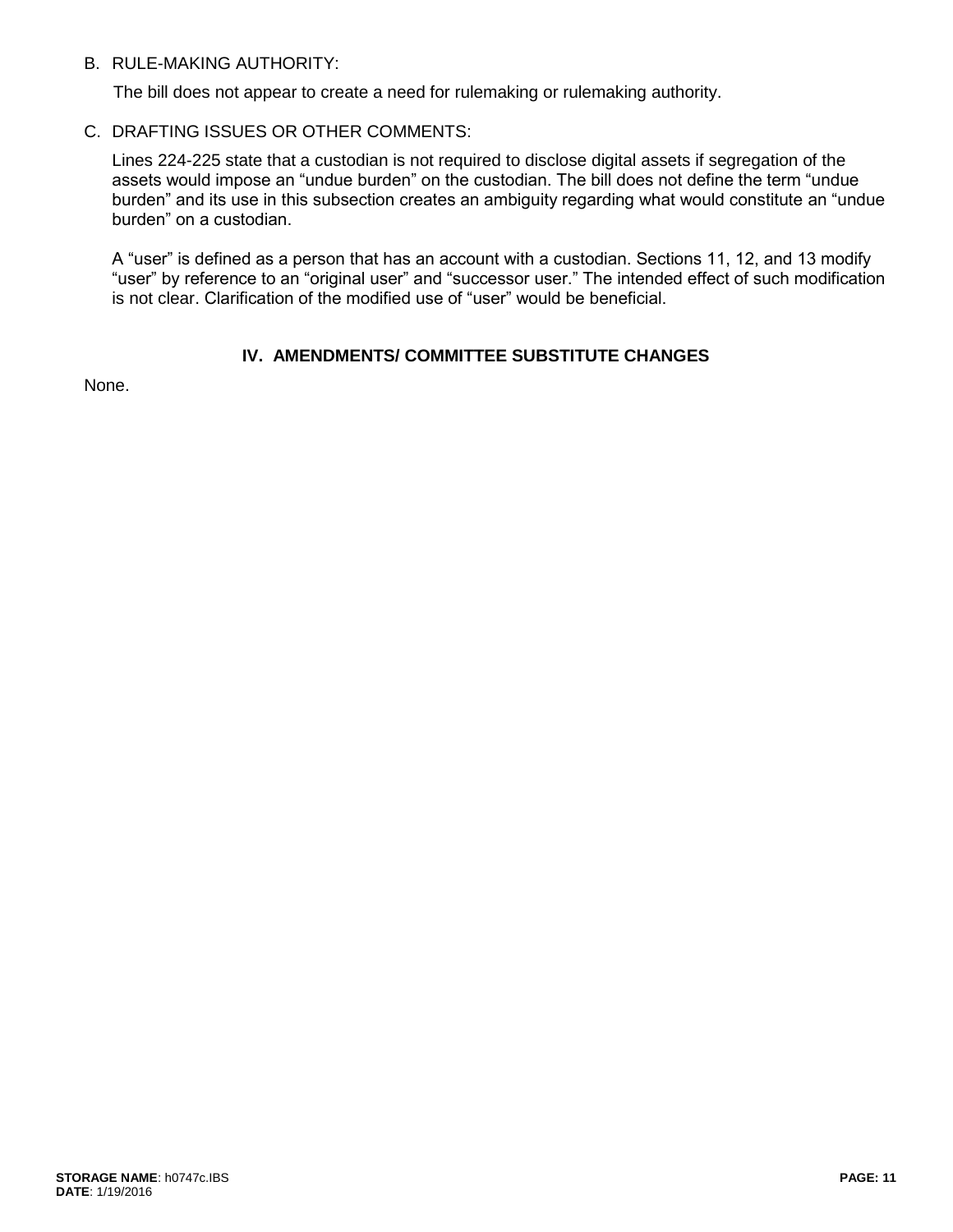B. RULE-MAKING AUTHORITY:

The bill does not appear to create a need for rulemaking or rulemaking authority.

C. DRAFTING ISSUES OR OTHER COMMENTS:

Lines 224-225 state that a custodian is not required to disclose digital assets if segregation of the assets would impose an “undue burden” on the custodian. The bill does not define the term “undue burden” and its use in this subsection creates an ambiguity regarding what would constitute an “undue burden” on a custodian.

A “user” is defined as a person that has an account with a custodian. Sections 11, 12, and 13 modify “user” by reference to an “original user” and “successor user.” The intended effect of such modification is not clear. Clarification of the modified use of “user” would be beneficial.

## IV. AMENDMENTS/ COMMITTEE SUBSTITUTE CHANGES

None.